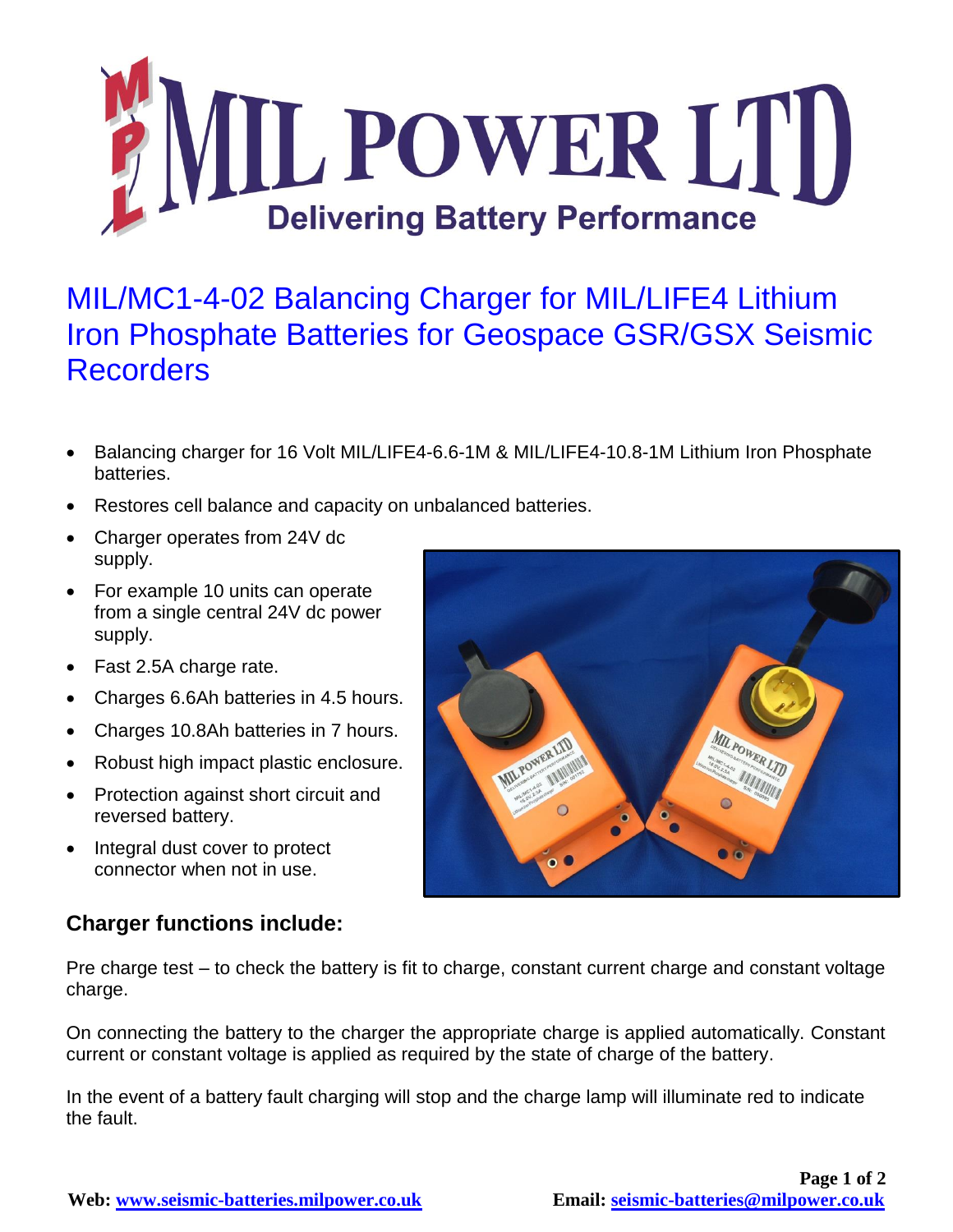# MIL POWER LTD

Delivering Battery Performance

## MIL/MC1-4-02 Balancing Charger for MIL/LIFE4 Lithium Iron Phosphate Batteries for Geospace GSR/GSX Seismic Recorders

- Balancing charger for 16 Volt MIL/LIFE4-6.6-1M & MIL/LIFE4-10.8-1M Lithium Iron Phosphate batteries.
- Restores cell balance and capacity on unbalanced batteries.
- Charger operates from 24V dc supply.
- For example 10 units can operate from a single central 24V dc power supply.
- Fast 2.5A charge rate.
- Charges 6.6Ah batteries in 4.5 hours.
- Charges 10.8Ah batteries in 7 hours.
- Robust high impact plastic enclosure.
- Protection against short circuit and reversed battery.
- Integral dust cover to protect connector when not in use.

### Charger functions include:

Pre charge test – to check the battery is fit to charge, constant current charge and constant voltage charge.

On connecting the battery to the charger the appropriate charge is applied automatically. Constant current or constant voltage is applied as required by the state of charge of the battery.

In the event of a battery fault charging will stop and the charge lamp will illuminate red to indicate the fault.

**Web: [www.seismic-batteries.milpower.co.uk](www.seismic-batteries.milpower.co.uk)** **Email: [seismic-batteries@milpower.co.uk](mailto:seismic-batteries@milpower.co.uk)**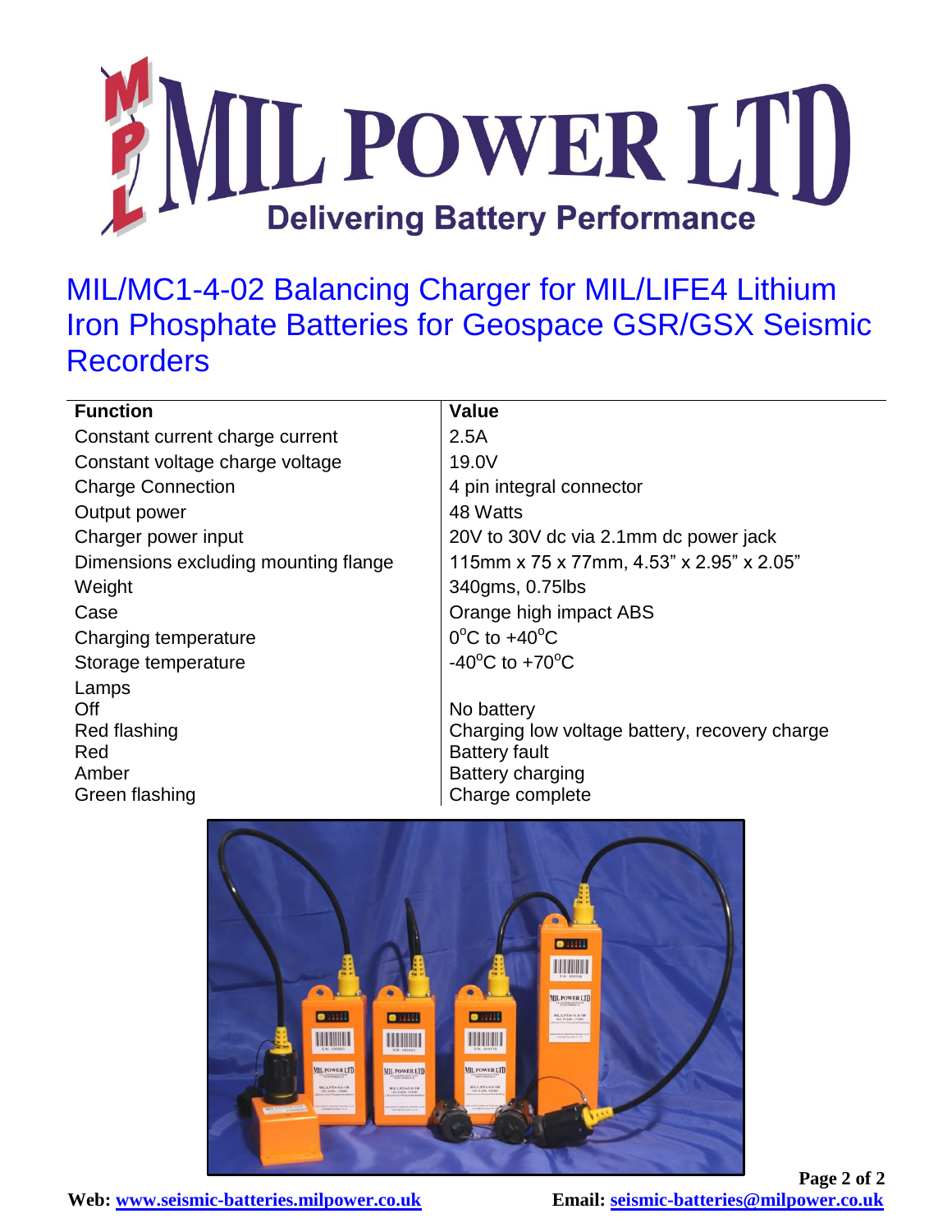# MIL POWER LTD

**Delivering Battery Performance**

## MIL/MC1-4-02 Balancing Charger for MIL/LIFE4 Lithium Iron Phosphate Batteries for Geospace GSR/GSX Seismic Recorders

| Function | Value |
|---|---|
| Constant current charge current | 2.5A |
| Constant voltage charge voltage | 19.0V |
| Charge Connection | 4 pin integral connector |
| Output power | 48 Watts |
| Charger power input | 20V to 30V dc via 2.1mm dc power jack |
| Dimensions excluding mounting flange | 115mm x 75 x 77mm, 4.53" x 2.95" x 2.05" |
| Weight | 340gms, 0.75lbs |
| Case | Orange high impact ABS |
| Charging temperature | $0^{o}$C to $+40^{o}$C |
| Storage temperature | $-40^{o}$C to $+70^{o}$C |
| Lamps | |
| Off | No battery |
| Red flashing | Charging low voltage battery, recovery charge |
| Red | Battery fault |
| Amber | Battery charging |
| Green flashing | Charge complete |

Web: www.seismic-batteries.milpower.co.uk    Email: seismic-batteries@milpower.co.uk